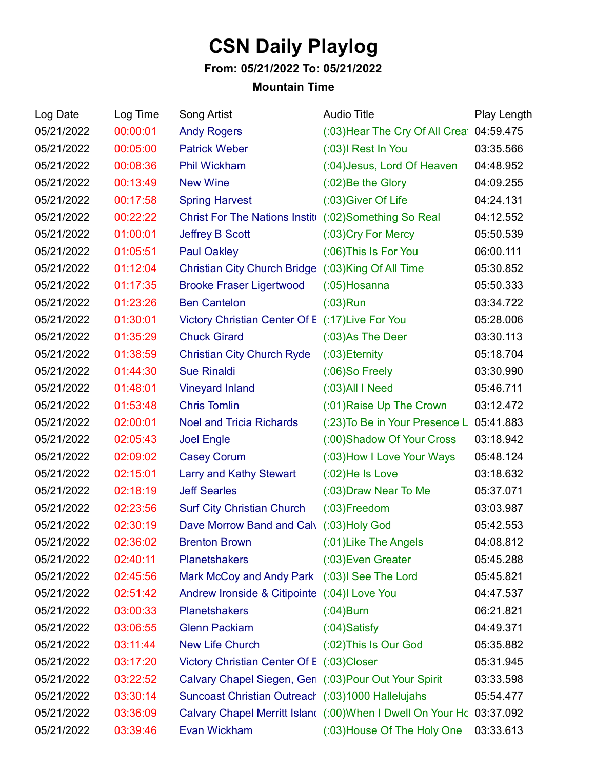# CSN Daily Playlog

**From: 05/21/2022 To: 05/21/2022**

**Mountain Time**

| Log Date | Log Time | Song Artist | Audio Title | Play Length |
|---|---|---|---|---|
| 05/21/2022 | 00:00:01 | Andy Rogers | (:03)Hear The Cry Of All Creat | 04:59.475 |
| 05/21/2022 | 00:05:00 | Patrick Weber | (:03)I Rest In You | 03:35.566 |
| 05/21/2022 | 00:08:36 | Phil Wickham | (:04)Jesus, Lord Of Heaven | 04:48.952 |
| 05/21/2022 | 00:13:49 | New Wine | (:02)Be the Glory | 04:09.255 |
| 05/21/2022 | 00:17:58 | Spring Harvest | (:03)Giver Of Life | 04:24.131 |
| 05/21/2022 | 00:22:22 | Christ For The Nations Institu | (:02)Something So Real | 04:12.552 |
| 05/21/2022 | 01:00:01 | Jeffrey B Scott | (:03)Cry For Mercy | 05:50.539 |
| 05/21/2022 | 01:05:51 | Paul Oakley | (:06)This Is For You | 06:00.111 |
| 05/21/2022 | 01:12:04 | Christian City Church Bridge | (:03)King Of All Time | 05:30.852 |
| 05/21/2022 | 01:17:35 | Brooke Fraser Ligertwood | (:05)Hosanna | 05:50.333 |
| 05/21/2022 | 01:23:26 | Ben Cantelon | (:03)Run | 03:34.722 |
| 05/21/2022 | 01:30:01 | Victory Christian Center Of E | (:17)Live For You | 05:28.006 |
| 05/21/2022 | 01:35:29 | Chuck Girard | (:03)As The Deer | 03:30.113 |
| 05/21/2022 | 01:38:59 | Christian City Church Ryde | (:03)Eternity | 05:18.704 |
| 05/21/2022 | 01:44:30 | Sue Rinaldi | (:06)So Freely | 03:30.990 |
| 05/21/2022 | 01:48:01 | Vineyard Inland | (:03)All I Need | 05:46.711 |
| 05/21/2022 | 01:53:48 | Chris Tomlin | (:01)Raise Up The Crown | 03:12.472 |
| 05/21/2022 | 02:00:01 | Noel and Tricia Richards | (:23)To Be in Your Presence L | 05:41.883 |
| 05/21/2022 | 02:05:43 | Joel Engle | (:00)Shadow Of Your Cross | 03:18.942 |
| 05/21/2022 | 02:09:02 | Casey Corum | (:03)How I Love Your Ways | 05:48.124 |
| 05/21/2022 | 02:15:01 | Larry and Kathy Stewart | (:02)He Is Love | 03:18.632 |
| 05/21/2022 | 02:18:19 | Jeff Searles | (:03)Draw Near To Me | 05:37.071 |
| 05/21/2022 | 02:23:56 | Surf City Christian Church | (:03)Freedom | 03:03.987 |
| 05/21/2022 | 02:30:19 | Dave Morrow Band and Calv | (:03)Holy God | 05:42.553 |
| 05/21/2022 | 02:36:02 | Brenton Brown | (:01)Like The Angels | 04:08.812 |
| 05/21/2022 | 02:40:11 | Planetshakers | (:03)Even Greater | 05:45.288 |
| 05/21/2022 | 02:45:56 | Mark McCoy and Andy Park | (:03)I See The Lord | 05:45.821 |
| 05/21/2022 | 02:51:42 | Andrew Ironside & Citipointe | (:04)I Love You | 04:47.537 |
| 05/21/2022 | 03:00:33 | Planetshakers | (:04)Burn | 06:21.821 |
| 05/21/2022 | 03:06:55 | Glenn Packiam | (:04)Satisfy | 04:49.371 |
| 05/21/2022 | 03:11:44 | New Life Church | (:02)This Is Our God | 05:35.882 |
| 05/21/2022 | 03:17:20 | Victory Christian Center Of E | (:03)Closer | 05:31.945 |
| 05/21/2022 | 03:22:52 | Calvary Chapel Siegen, Gern | (:03)Pour Out Your Spirit | 03:33.598 |
| 05/21/2022 | 03:30:14 | Suncoast Christian Outreach | (:03)1000 Hallelujahs | 05:54.477 |
| 05/21/2022 | 03:36:09 | Calvary Chapel Merritt Islanc | (:00)When I Dwell On Your Ho | 03:37.092 |
| 05/21/2022 | 03:39:46 | Evan Wickham | (:03)House Of The Holy One | 03:33.613 |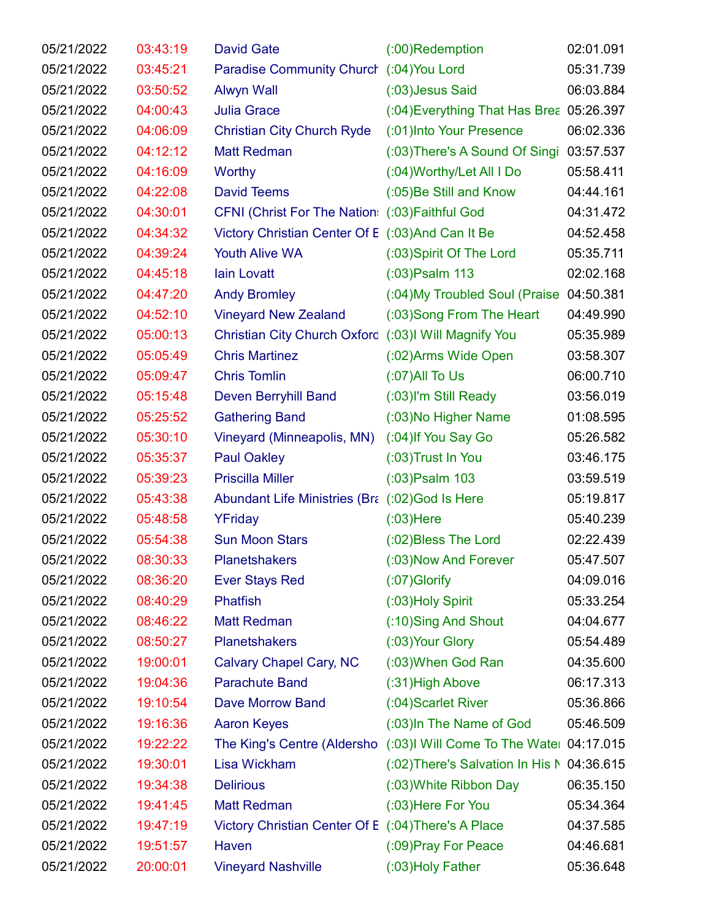| | | | | |
|---|---|---|---|---|
| 05/21/2022 | 03:43:19 | David Gate | (:00)Redemption | 02:01.091 |
| 05/21/2022 | 03:45:21 | Paradise Community Church | (:04)You Lord | 05:31.739 |
| 05/21/2022 | 03:50:52 | Alwyn Wall | (:03)Jesus Said | 06:03.884 |
| 05/21/2022 | 04:00:43 | Julia Grace | (:04)Everything That Has Brea | 05:26.397 |
| 05/21/2022 | 04:06:09 | Christian City Church Ryde | (:01)Into Your Presence | 06:02.336 |
| 05/21/2022 | 04:12:12 | Matt Redman | (:03)There's A Sound Of Singi | 03:57.537 |
| 05/21/2022 | 04:16:09 | Worthy | (:04)Worthy/Let All I Do | 05:58.411 |
| 05/21/2022 | 04:22:08 | David Teems | (:05)Be Still and Know | 04:44.161 |
| 05/21/2022 | 04:30:01 | CFNI (Christ For The Nations | (:03)Faithful God | 04:31.472 |
| 05/21/2022 | 04:34:32 | Victory Christian Center Of E | (:03)And Can It Be | 04:52.458 |
| 05/21/2022 | 04:39:24 | Youth Alive WA | (:03)Spirit Of The Lord | 05:35.711 |
| 05/21/2022 | 04:45:18 | Iain Lovatt | (:03)Psalm 113 | 02:02.168 |
| 05/21/2022 | 04:47:20 | Andy Bromley | (:04)My Troubled Soul (Praise | 04:50.381 |
| 05/21/2022 | 04:52:10 | Vineyard New Zealand | (:03)Song From The Heart | 04:49.990 |
| 05/21/2022 | 05:00:13 | Christian City Church Oxford | (:03)I Will Magnify You | 05:35.989 |
| 05/21/2022 | 05:05:49 | Chris Martinez | (:02)Arms Wide Open | 03:58.307 |
| 05/21/2022 | 05:09:47 | Chris Tomlin | (:07)All To Us | 06:00.710 |
| 05/21/2022 | 05:15:48 | Deven Berryhill Band | (:03)I'm Still Ready | 03:56.019 |
| 05/21/2022 | 05:25:52 | Gathering Band | (:03)No Higher Name | 01:08.595 |
| 05/21/2022 | 05:30:10 | Vineyard (Minneapolis, MN) | (:04)If You Say Go | 05:26.582 |
| 05/21/2022 | 05:35:37 | Paul Oakley | (:03)Trust In You | 03:46.175 |
| 05/21/2022 | 05:39:23 | Priscilla Miller | (:03)Psalm 103 | 03:59.519 |
| 05/21/2022 | 05:43:38 | Abundant Life Ministries (Bra | (:02)God Is Here | 05:19.817 |
| 05/21/2022 | 05:48:58 | YFriday | (:03)Here | 05:40.239 |
| 05/21/2022 | 05:54:38 | Sun Moon Stars | (:02)Bless The Lord | 02:22.439 |
| 05/21/2022 | 08:30:33 | Planetshakers | (:03)Now And Forever | 05:47.507 |
| 05/21/2022 | 08:36:20 | Ever Stays Red | (:07)Glorify | 04:09.016 |
| 05/21/2022 | 08:40:29 | Phatfish | (:03)Holy Spirit | 05:33.254 |
| 05/21/2022 | 08:46:22 | Matt Redman | (:10)Sing And Shout | 04:04.677 |
| 05/21/2022 | 08:50:27 | Planetshakers | (:03)Your Glory | 05:54.489 |
| 05/21/2022 | 19:00:01 | Calvary Chapel Cary, NC | (:03)When God Ran | 04:35.600 |
| 05/21/2022 | 19:04:36 | Parachute Band | (:31)High Above | 06:17.313 |
| 05/21/2022 | 19:10:54 | Dave Morrow Band | (:04)Scarlet River | 05:36.866 |
| 05/21/2022 | 19:16:36 | Aaron Keyes | (:03)In The Name of God | 05:46.509 |
| 05/21/2022 | 19:22:22 | The King's Centre (Aldersho | (:03)I Will Come To The Water | 04:17.015 |
| 05/21/2022 | 19:30:01 | Lisa Wickham | (:02)There's Salvation In His N | 04:36.615 |
| 05/21/2022 | 19:34:38 | Delirious | (:03)White Ribbon Day | 06:35.150 |
| 05/21/2022 | 19:41:45 | Matt Redman | (:03)Here For You | 05:34.364 |
| 05/21/2022 | 19:47:19 | Victory Christian Center Of E | (:04)There's A Place | 04:37.585 |
| 05/21/2022 | 19:51:57 | Haven | (:09)Pray For Peace | 04:46.681 |
| 05/21/2022 | 20:00:01 | Vineyard Nashville | (:03)Holy Father | 05:36.648 |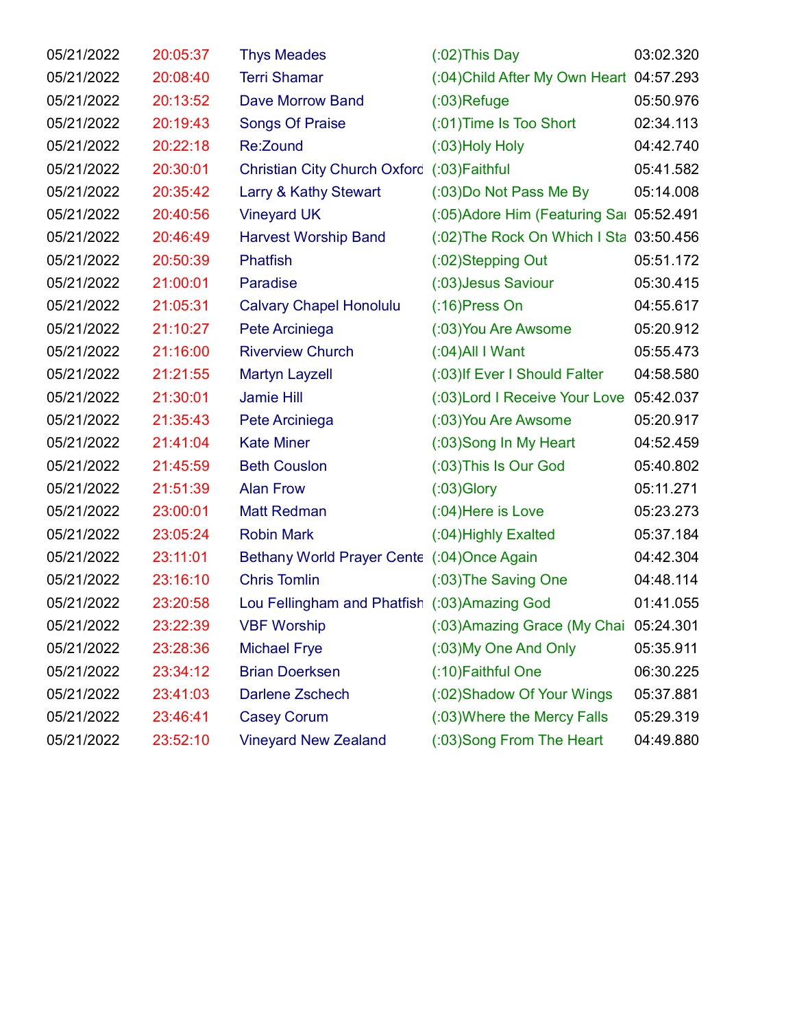| | | | | |
|---|---|---|---|---|
| 05/21/2022 | 20:05:37 | Thys Meades | (:02)This Day | 03:02.320 |
| 05/21/2022 | 20:08:40 | Terri Shamar | (:04)Child After My Own Heart | 04:57.293 |
| 05/21/2022 | 20:13:52 | Dave Morrow Band | (:03)Refuge | 05:50.976 |
| 05/21/2022 | 20:19:43 | Songs Of Praise | (:01)Time Is Too Short | 02:34.113 |
| 05/21/2022 | 20:22:18 | Re:Zound | (:03)Holy Holy | 04:42.740 |
| 05/21/2022 | 20:30:01 | Christian City Church Oxford | (:03)Faithful | 05:41.582 |
| 05/21/2022 | 20:35:42 | Larry & Kathy Stewart | (:03)Do Not Pass Me By | 05:14.008 |
| 05/21/2022 | 20:40:56 | Vineyard UK | (:05)Adore Him (Featuring Sa | 05:52.491 |
| 05/21/2022 | 20:46:49 | Harvest Worship Band | (:02)The Rock On Which I Sta | 03:50.456 |
| 05/21/2022 | 20:50:39 | Phatfish | (:02)Stepping Out | 05:51.172 |
| 05/21/2022 | 21:00:01 | Paradise | (:03)Jesus Saviour | 05:30.415 |
| 05/21/2022 | 21:05:31 | Calvary Chapel Honolulu | (:16)Press On | 04:55.617 |
| 05/21/2022 | 21:10:27 | Pete Arciniega | (:03)You Are Awsome | 05:20.912 |
| 05/21/2022 | 21:16:00 | Riverview Church | (:04)All I Want | 05:55.473 |
| 05/21/2022 | 21:21:55 | Martyn Layzell | (:03)If Ever I Should Falter | 04:58.580 |
| 05/21/2022 | 21:30:01 | Jamie Hill | (:03)Lord I Receive Your Love | 05:42.037 |
| 05/21/2022 | 21:35:43 | Pete Arciniega | (:03)You Are Awsome | 05:20.917 |
| 05/21/2022 | 21:41:04 | Kate Miner | (:03)Song In My Heart | 04:52.459 |
| 05/21/2022 | 21:45:59 | Beth Couslon | (:03)This Is Our God | 05:40.802 |
| 05/21/2022 | 21:51:39 | Alan Frow | (:03)Glory | 05:11.271 |
| 05/21/2022 | 23:00:01 | Matt Redman | (:04)Here is Love | 05:23.273 |
| 05/21/2022 | 23:05:24 | Robin Mark | (:04)Highly Exalted | 05:37.184 |
| 05/21/2022 | 23:11:01 | Bethany World Prayer Cente | (:04)Once Again | 04:42.304 |
| 05/21/2022 | 23:16:10 | Chris Tomlin | (:03)The Saving One | 04:48.114 |
| 05/21/2022 | 23:20:58 | Lou Fellingham and Phatfish | (:03)Amazing God | 01:41.055 |
| 05/21/2022 | 23:22:39 | VBF Worship | (:03)Amazing Grace (My Chai | 05:24.301 |
| 05/21/2022 | 23:28:36 | Michael Frye | (:03)My One And Only | 05:35.911 |
| 05/21/2022 | 23:34:12 | Brian Doerksen | (:10)Faithful One | 06:30.225 |
| 05/21/2022 | 23:41:03 | Darlene Zschech | (:02)Shadow Of Your Wings | 05:37.881 |
| 05/21/2022 | 23:46:41 | Casey Corum | (:03)Where the Mercy Falls | 05:29.319 |
| 05/21/2022 | 23:52:10 | Vineyard New Zealand | (:03)Song From The Heart | 04:49.880 |